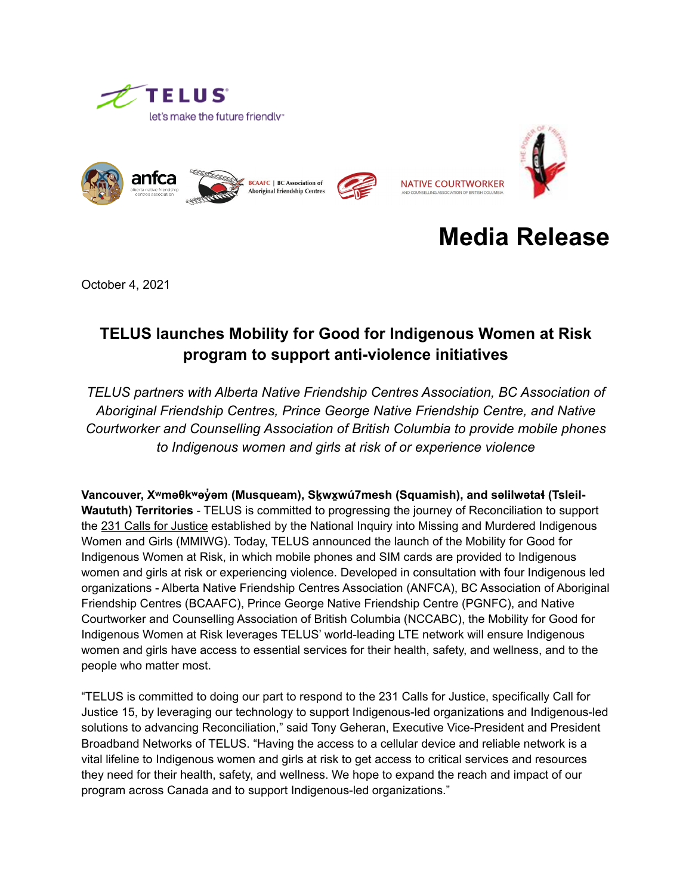TELUS let's make the future friendly™

anfca alberta native friendship centres association

BCAAFC | BC Association of Aboriginal Friendship Centres

NATIVE COURTWORKER AND COUNSELLING ASSOCIATION OF BRITISH COLUMBIA

THE POWER OF FRIENDSHIP

# Media Release

October 4, 2021

## TELUS launches Mobility for Good for Indigenous Women at Risk program to support anti-violence initiatives

*TELUS partners with Alberta Native Friendship Centres Association, BC Association of Aboriginal Friendship Centres, Prince George Native Friendship Centre, and Native Courtworker and Counselling Association of British Columbia to provide mobile phones to Indigenous women and girls at risk of or experience violence*

**Vancouver, Xʷməθkʷəy̓əm (Musqueam), Sḵwx̱wú7mesh (Squamish), and səlilwətaɬ (Tsleil-Waututh) Territories** - TELUS is committed to progressing the journey of Reconciliation to support the 231 Calls for Justice established by the National Inquiry into Missing and Murdered Indigenous Women and Girls (MMIWG). Today, TELUS announced the launch of the Mobility for Good for Indigenous Women at Risk, in which mobile phones and SIM cards are provided to Indigenous women and girls at risk or experiencing violence. Developed in consultation with four Indigenous led organizations - Alberta Native Friendship Centres Association (ANFCA), BC Association of Aboriginal Friendship Centres (BCAAFC), Prince George Native Friendship Centre (PGNFC), and Native Courtworker and Counselling Association of British Columbia (NCCABC), the Mobility for Good for Indigenous Women at Risk leverages TELUS' world-leading LTE network will ensure Indigenous women and girls have access to essential services for their health, safety, and wellness, and to the people who matter most.

"TELUS is committed to doing our part to respond to the 231 Calls for Justice, specifically Call for Justice 15, by leveraging our technology to support Indigenous-led organizations and Indigenous-led solutions to advancing Reconciliation," said Tony Geheran, Executive Vice-President and President Broadband Networks of TELUS. "Having the access to a cellular device and reliable network is a vital lifeline to Indigenous women and girls at risk to get access to critical services and resources they need for their health, safety, and wellness. We hope to expand the reach and impact of our program across Canada and to support Indigenous-led organizations."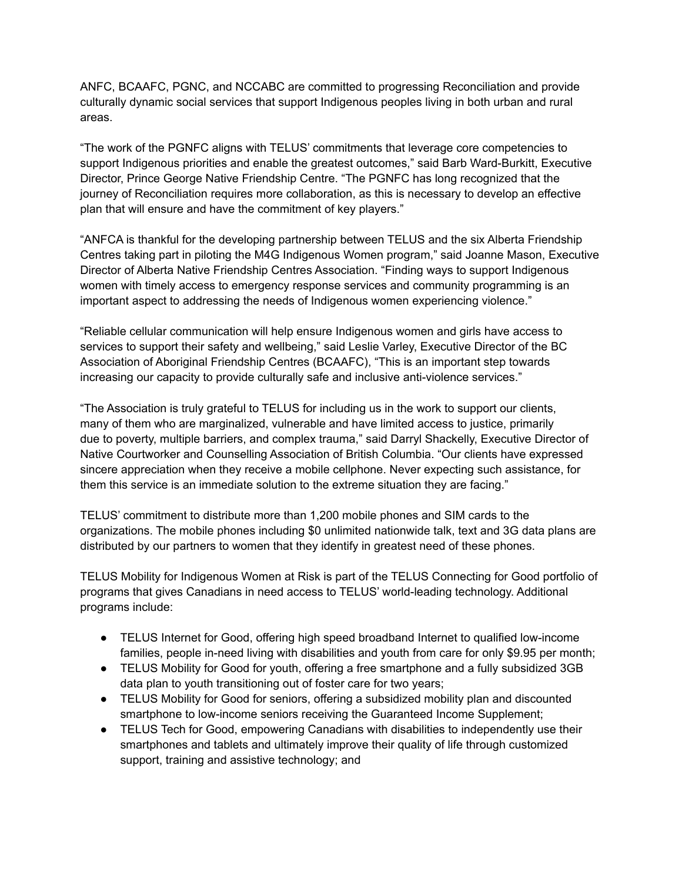ANFC, BCAAFC, PGNC, and NCCABC are committed to progressing Reconciliation and provide culturally dynamic social services that support Indigenous peoples living in both urban and rural areas.

“The work of the PGNFC aligns with TELUS’ commitments that leverage core competencies to support Indigenous priorities and enable the greatest outcomes,” said Barb Ward-Burkitt, Executive Director, Prince George Native Friendship Centre. “The PGNFC has long recognized that the journey of Reconciliation requires more collaboration, as this is necessary to develop an effective plan that will ensure and have the commitment of key players.”

“ANFCA is thankful for the developing partnership between TELUS and the six Alberta Friendship Centres taking part in piloting the M4G Indigenous Women program,” said Joanne Mason, Executive Director of Alberta Native Friendship Centres Association. “Finding ways to support Indigenous women with timely access to emergency response services and community programming is an important aspect to addressing the needs of Indigenous women experiencing violence.”

“Reliable cellular communication will help ensure Indigenous women and girls have access to services to support their safety and wellbeing,” said Leslie Varley, Executive Director of the BC Association of Aboriginal Friendship Centres (BCAAFC), “This is an important step towards increasing our capacity to provide culturally safe and inclusive anti-violence services.”

“The Association is truly grateful to TELUS for including us in the work to support our clients, many of them who are marginalized, vulnerable and have limited access to justice, primarily due to poverty, multiple barriers, and complex trauma,” said Darryl Shackelly, Executive Director of Native Courtworker and Counselling Association of British Columbia. “Our clients have expressed sincere appreciation when they receive a mobile cellphone. Never expecting such assistance, for them this service is an immediate solution to the extreme situation they are facing.”

TELUS’ commitment to distribute more than 1,200 mobile phones and SIM cards to the organizations. The mobile phones including $0 unlimited nationwide talk, text and 3G data plans are distributed by our partners to women that they identify in greatest need of these phones.

TELUS Mobility for Indigenous Women at Risk is part of the TELUS Connecting for Good portfolio of programs that gives Canadians in need access to TELUS’ world-leading technology. Additional programs include:

- TELUS Internet for Good, offering high speed broadband Internet to qualified low-income families, people in-need living with disabilities and youth from care for only $9.95 per month;
- TELUS Mobility for Good for youth, offering a free smartphone and a fully subsidized 3GB data plan to youth transitioning out of foster care for two years;
- TELUS Mobility for Good for seniors, offering a subsidized mobility plan and discounted smartphone to low-income seniors receiving the Guaranteed Income Supplement;
- TELUS Tech for Good, empowering Canadians with disabilities to independently use their smartphones and tablets and ultimately improve their quality of life through customized support, training and assistive technology; and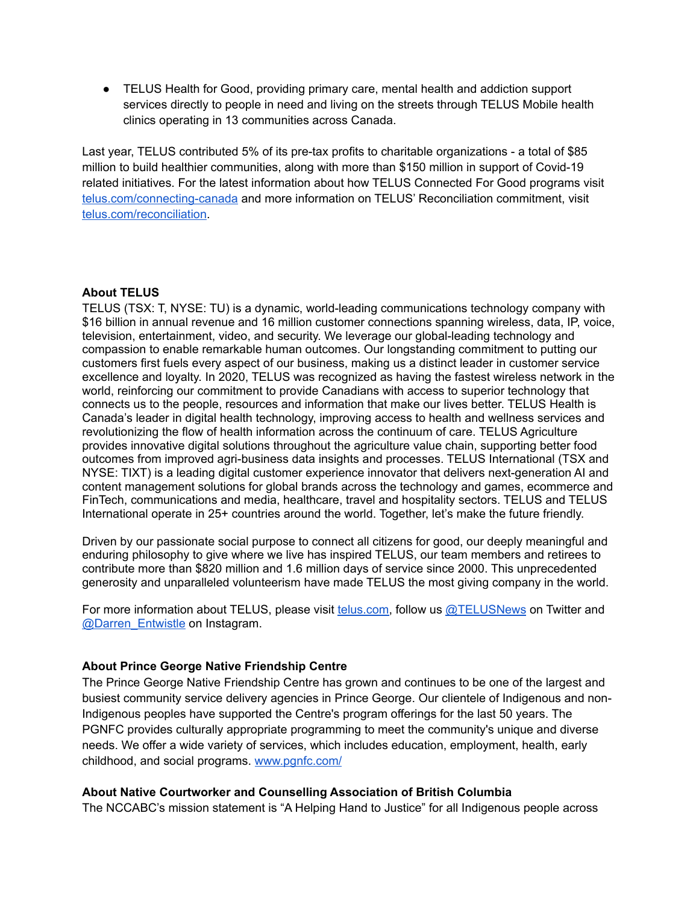- TELUS Health for Good, providing primary care, mental health and addiction support services directly to people in need and living on the streets through TELUS Mobile health clinics operating in 13 communities across Canada.

Last year, TELUS contributed 5% of its pre-tax profits to charitable organizations - a total of $85 million to build healthier communities, along with more than $150 million in support of Covid-19 related initiatives. For the latest information about how TELUS Connected For Good programs visit [telus.com/connecting-canada](telus.com/connecting-canada) and more information on TELUS' Reconciliation commitment, visit [telus.com/reconciliation](telus.com/reconciliation).

**About TELUS**

TELUS (TSX: T, NYSE: TU) is a dynamic, world-leading communications technology company with $16 billion in annual revenue and 16 million customer connections spanning wireless, data, IP, voice, television, entertainment, video, and security. We leverage our global-leading technology and compassion to enable remarkable human outcomes. Our longstanding commitment to putting our customers first fuels every aspect of our business, making us a distinct leader in customer service excellence and loyalty. In 2020, TELUS was recognized as having the fastest wireless network in the world, reinforcing our commitment to provide Canadians with access to superior technology that connects us to the people, resources and information that make our lives better. TELUS Health is Canada's leader in digital health technology, improving access to health and wellness services and revolutionizing the flow of health information across the continuum of care. TELUS Agriculture provides innovative digital solutions throughout the agriculture value chain, supporting better food outcomes from improved agri-business data insights and processes. TELUS International (TSX and NYSE: TIXT) is a leading digital customer experience innovator that delivers next-generation AI and content management solutions for global brands across the technology and games, ecommerce and FinTech, communications and media, healthcare, travel and hospitality sectors. TELUS and TELUS International operate in 25+ countries around the world. Together, let's make the future friendly.

Driven by our passionate social purpose to connect all citizens for good, our deeply meaningful and enduring philosophy to give where we live has inspired TELUS, our team members and retirees to contribute more than $820 million and 1.6 million days of service since 2000. This unprecedented generosity and unparalleled volunteerism have made TELUS the most giving company in the world.

For more information about TELUS, please visit [telus.com](telus.com), follow us [@TELUSNews](@TELUSNews) on Twitter and [@Darren_Entwistle](@Darren_Entwistle) on Instagram.

**About Prince George Native Friendship Centre**

The Prince George Native Friendship Centre has grown and continues to be one of the largest and busiest community service delivery agencies in Prince George. Our clientele of Indigenous and non-Indigenous peoples have supported the Centre's program offerings for the last 50 years. The PGNFC provides culturally appropriate programming to meet the community's unique and diverse needs. We offer a wide variety of services, which includes education, employment, health, early childhood, and social programs. [www.pgnfc.com/](www.pgnfc.com/)

**About Native Courtworker and Counselling Association of British Columbia**

The NCCABC's mission statement is "A Helping Hand to Justice" for all Indigenous people across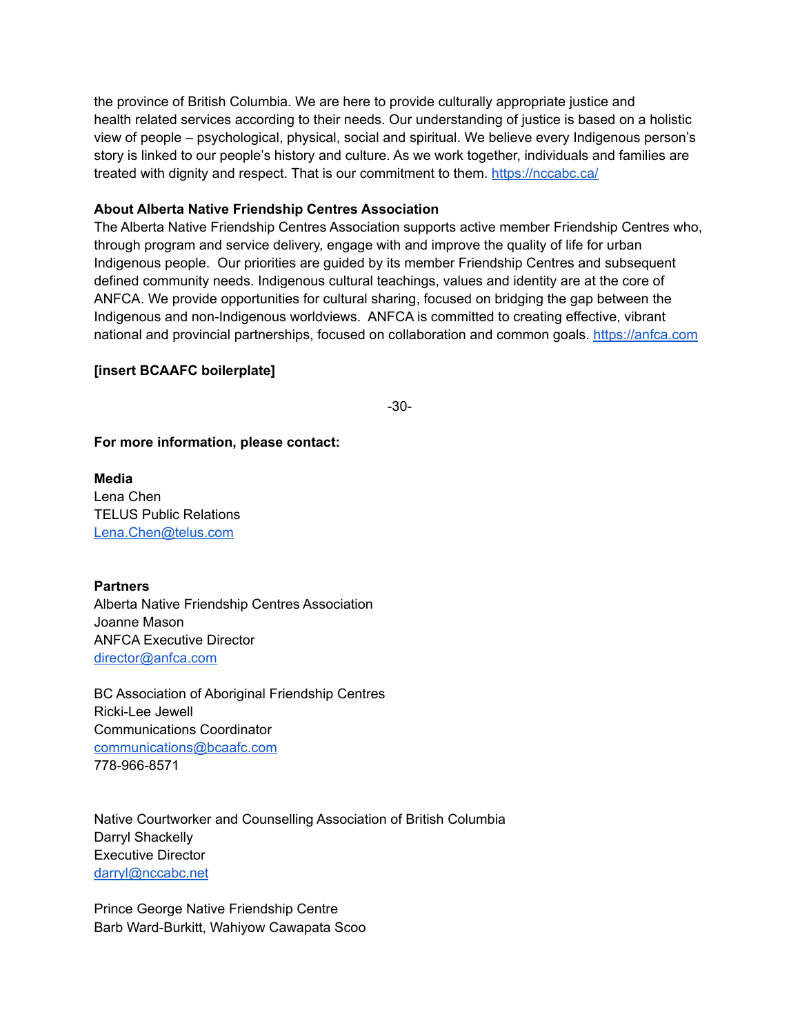the province of British Columbia. We are here to provide culturally appropriate justice and health related services according to their needs. Our understanding of justice is based on a holistic view of people – psychological, physical, social and spiritual. We believe every Indigenous person's story is linked to our people's history and culture. As we work together, individuals and families are treated with dignity and respect. That is our commitment to them. https://nccabc.ca/

**About Alberta Native Friendship Centres Association**

The Alberta Native Friendship Centres Association supports active member Friendship Centres who, through program and service delivery, engage with and improve the quality of life for urban Indigenous people. Our priorities are guided by its member Friendship Centres and subsequent defined community needs. Indigenous cultural teachings, values and identity are at the core of ANFCA. We provide opportunities for cultural sharing, focused on bridging the gap between the Indigenous and non-Indigenous worldviews. ANFCA is committed to creating effective, vibrant national and provincial partnerships, focused on collaboration and common goals. https://anfca.com

**[insert BCAAFC boilerplate]**

-30-

**For more information, please contact:**

**Media**
Lena Chen
TELUS Public Relations
Lena.Chen@telus.com

**Partners**
Alberta Native Friendship Centres Association
Joanne Mason
ANFCA Executive Director
director@anfca.com

BC Association of Aboriginal Friendship Centres
Ricki-Lee Jewell
Communications Coordinator
communications@bcaafc.com
778-966-8571

Native Courtworker and Counselling Association of British Columbia
Darryl Shackelly
Executive Director
darryl@nccabc.net

Prince George Native Friendship Centre
Barb Ward-Burkitt, Wahiyow Cawapata Scoo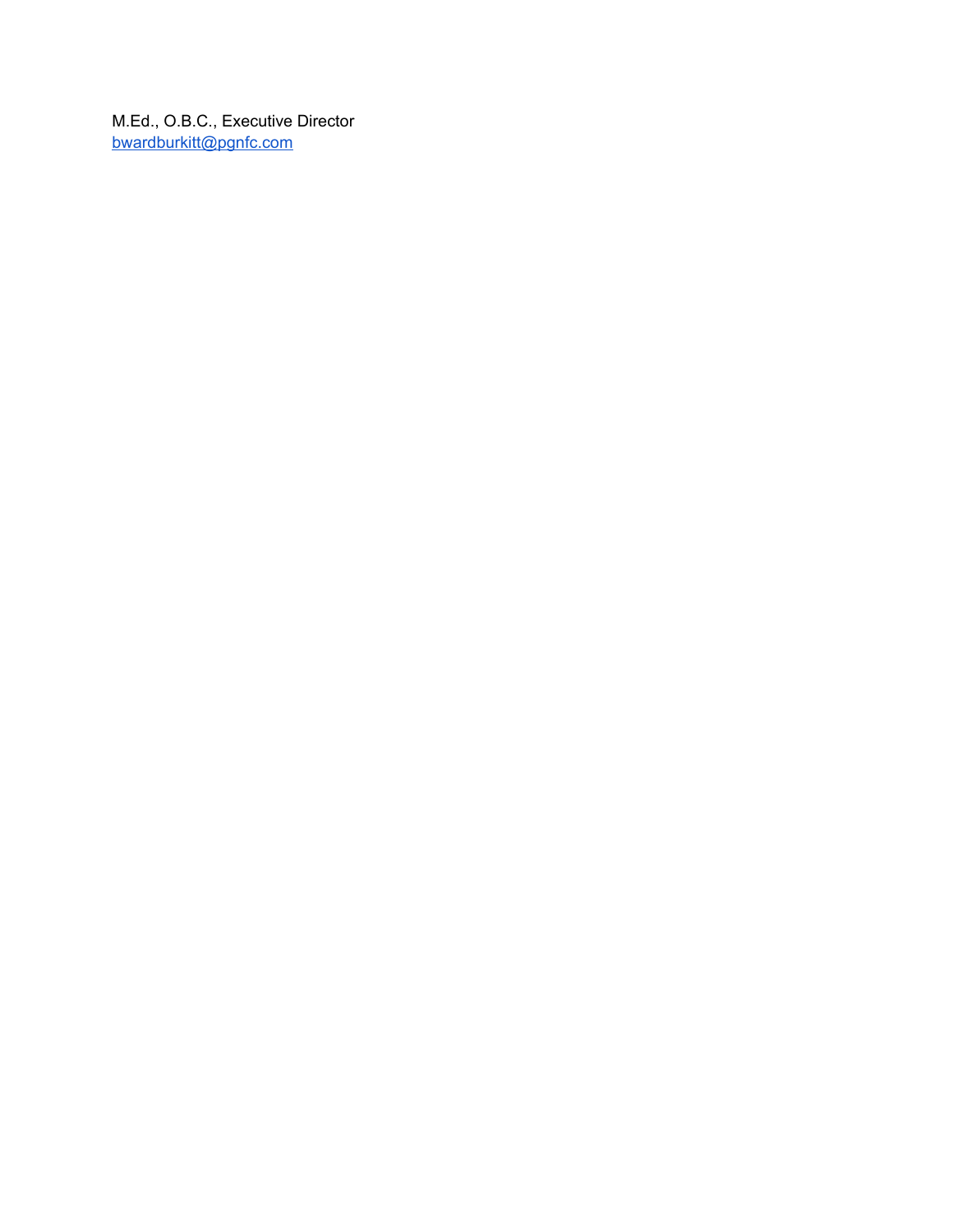M.Ed., O.B.C., Executive Director
bwardburkitt@pgnfc.com